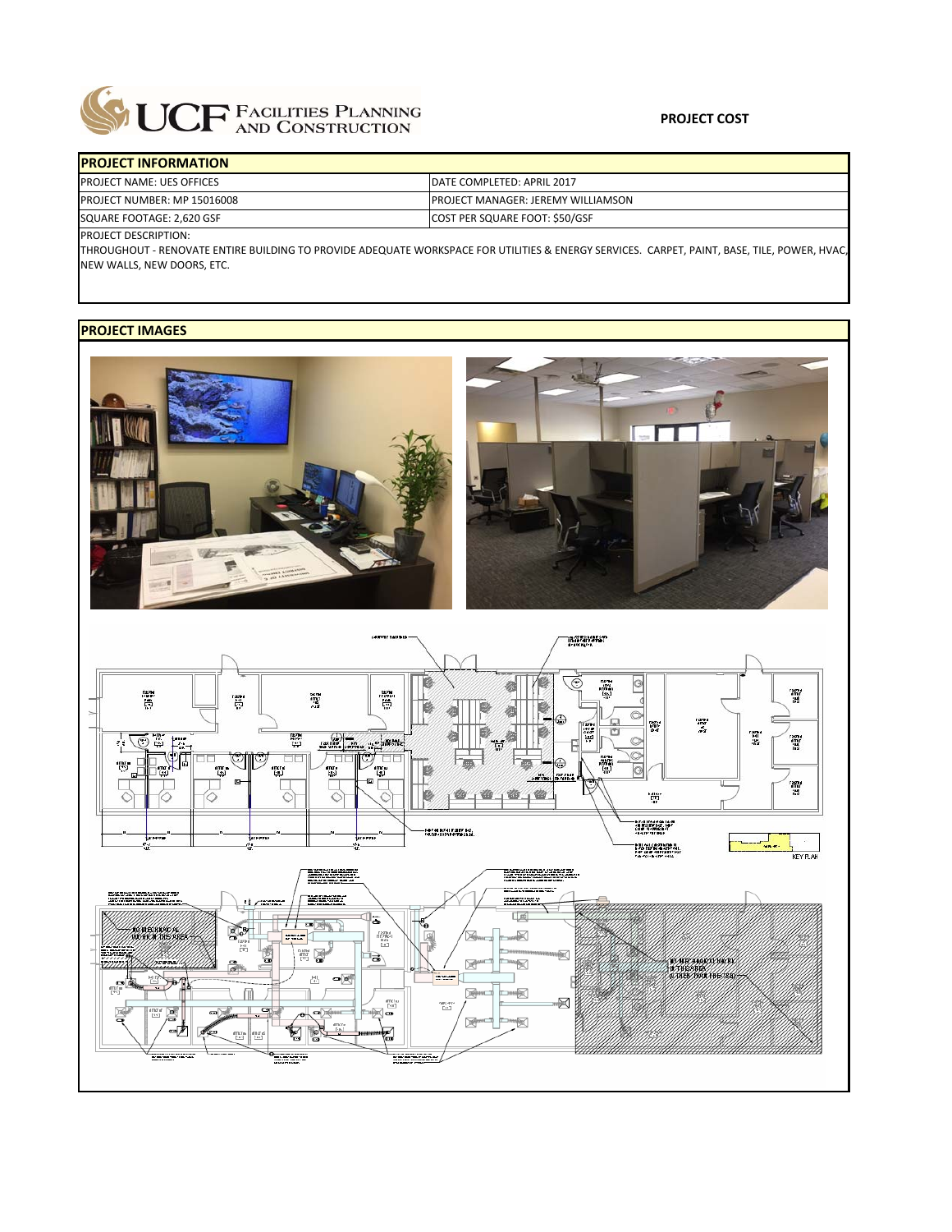UCF FACILITIES PLANNING AND CONSTRUCTION

**PROJECT COST**

| PROJECT INFORMATION | |
|---|---|
| PROJECT NAME: UES OFFICES | DATE COMPLETED: APRIL 2017 |
| PROJECT NUMBER: MP 15016008 | PROJECT MANAGER: JEREMY WILLIAMSON |
| SQUARE FOOTAGE: 2,620 GSF | COST PER SQUARE FOOT: $50/GSF |

PROJECT DESCRIPTION:

THROUGHOUT - RENOVATE ENTIRE BUILDING TO PROVIDE ADEQUATE WORKSPACE FOR UTILITIES & ENERGY SERVICES. CARPET, PAINT, BASE, TILE, POWER, HVAC, NEW WALLS, NEW DOORS, ETC.

**PROJECT IMAGES**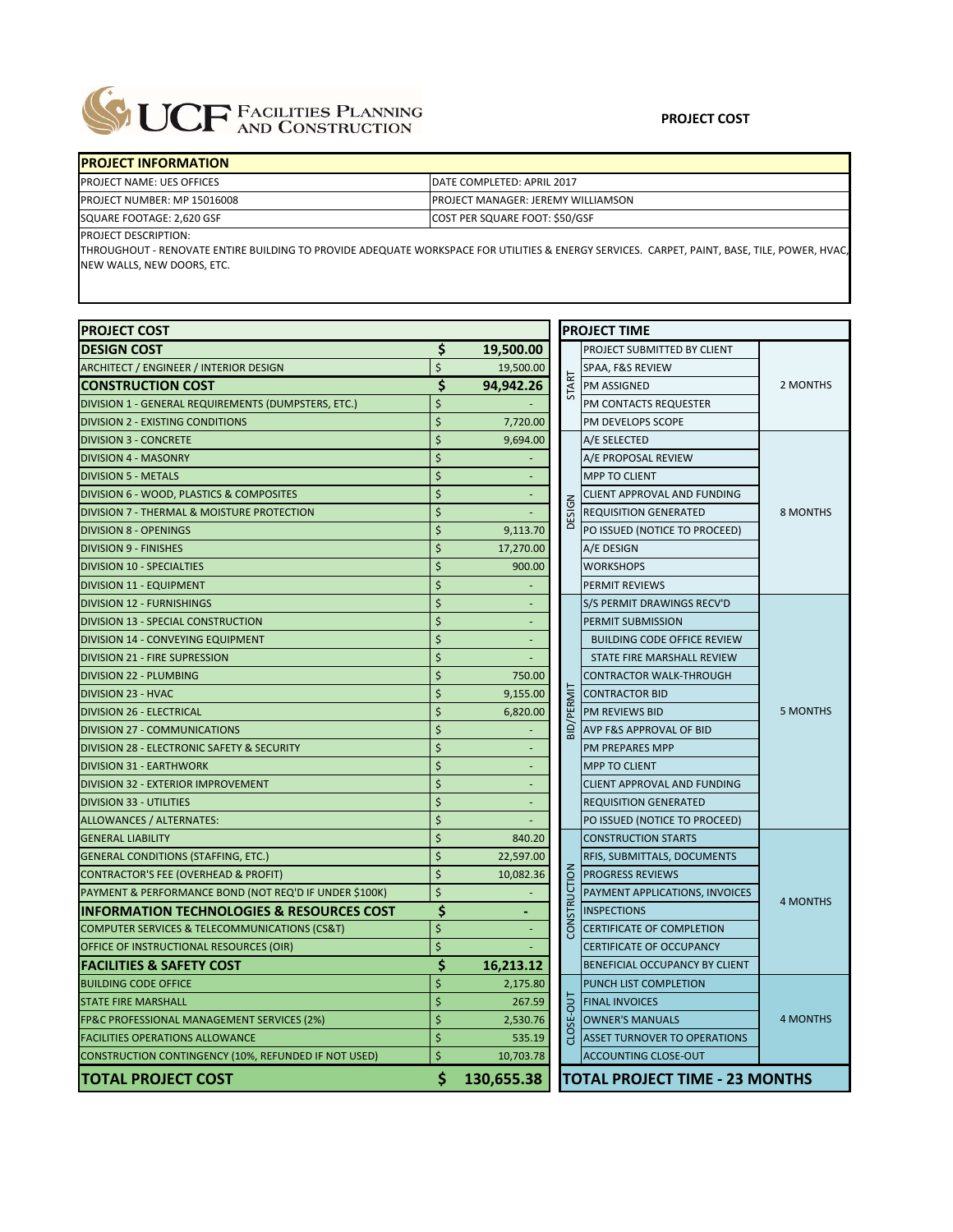UCF FACILITIES PLANNING AND CONSTRUCTION

**PROJECT COST**

| PROJECT INFORMATION | |
|---|---|
| PROJECT NAME: UES OFFICES | DATE COMPLETED: APRIL 2017 |
| PROJECT NUMBER: MP 15016008 | PROJECT MANAGER: JEREMY WILLIAMSON |
| SQUARE FOOTAGE: 2,620 GSF | COST PER SQUARE FOOT: $50/GSF |

PROJECT DESCRIPTION:
THROUGHOUT - RENOVATE ENTIRE BUILDING TO PROVIDE ADEQUATE WORKSPACE FOR UTILITIES & ENERGY SERVICES. CARPET, PAINT, BASE, TILE, POWER, HVAC, NEW WALLS, NEW DOORS, ETC.

| PROJECT COST | |
|---|---|
| **DESIGN COST** | **$ 19,500.00** |
| ARCHITECT / ENGINEER / INTERIOR DESIGN | $ 19,500.00 |
| **CONSTRUCTION COST** | **$ 94,942.26** |
| DIVISION 1 - GENERAL REQUIREMENTS (DUMPSTERS, ETC.) | $ - |
| DIVISION 2 - EXISTING CONDITIONS | $ 7,720.00 |
| DIVISION 3 - CONCRETE | $ 9,694.00 |
| DIVISION 4 - MASONRY | $ - |
| DIVISION 5 - METALS | $ - |
| DIVISION 6 - WOOD, PLASTICS & COMPOSITES | $ - |
| DIVISION 7 - THERMAL & MOISTURE PROTECTION | $ - |
| DIVISION 8 - OPENINGS | $ 9,113.70 |
| DIVISION 9 - FINISHES | $ 17,270.00 |
| DIVISION 10 - SPECIALTIES | $ 900.00 |
| DIVISION 11 - EQUIPMENT | $ - |
| DIVISION 12 - FURNISHINGS | $ - |
| DIVISION 13 - SPECIAL CONSTRUCTION | $ - |
| DIVISION 14 - CONVEYING EQUIPMENT | $ - |
| DIVISION 21 - FIRE SUPRESSION | $ - |
| DIVISION 22 - PLUMBING | $ 750.00 |
| DIVISION 23 - HVAC | $ 9,155.00 |
| DIVISION 26 - ELECTRICAL | $ 6,820.00 |
| DIVISION 27 - COMMUNICATIONS | $ - |
| DIVISION 28 - ELECTRONIC SAFETY & SECURITY | $ - |
| DIVISION 31 - EARTHWORK | $ - |
| DIVISION 32 - EXTERIOR IMPROVEMENT | $ - |
| DIVISION 33 - UTILITIES | $ - |
| ALLOWANCES / ALTERNATES: | $ - |
| GENERAL LIABILITY | $ 840.20 |
| GENERAL CONDITIONS (STAFFING, ETC.) | $ 22,597.00 |
| CONTRACTOR'S FEE (OVERHEAD & PROFIT) | $ 10,082.36 |
| PAYMENT & PERFORMANCE BOND (NOT REQ'D IF UNDER $100K) | $ - |
| **INFORMATION TECHNOLOGIES & RESOURCES COST** | **$ -** |
| COMPUTER SERVICES & TELECOMMUNICATIONS (CS&T) | $ - |
| OFFICE OF INSTRUCTIONAL RESOURCES (OIR) | $ - |
| **FACILITIES & SAFETY COST** | **$ 16,213.12** |
| BUILDING CODE OFFICE | $ 2,175.80 |
| STATE FIRE MARSHALL | $ 267.59 |
| FP&C PROFESSIONAL MANAGEMENT SERVICES (2%) | $ 2,530.76 |
| FACILITIES OPERATIONS ALLOWANCE | $ 535.19 |
| CONSTRUCTION CONTINGENCY (10%, REFUNDED IF NOT USED) | $ 10,703.78 |
| **TOTAL PROJECT COST** | **$ 130,655.38** |

| PROJECT TIME | | |
|---|---|---|
| START | PROJECT SUBMITTED BY CLIENT | 2 MONTHS |
| | SPAA, F&S REVIEW | |
| | PM ASSIGNED | |
| | PM CONTACTS REQUESTER | |
| | PM DEVELOPS SCOPE | |
| DESIGN | A/E SELECTED | 8 MONTHS |
| | A/E PROPOSAL REVIEW | |
| | MPP TO CLIENT | |
| | CLIENT APPROVAL AND FUNDING | |
| | REQUISITION GENERATED | |
| | PO ISSUED (NOTICE TO PROCEED) | |
| | A/E DESIGN | |
| | WORKSHOPS | |
| | PERMIT REVIEWS | |
| BID/PERMIT | S/S PERMIT DRAWINGS RECV'D | 5 MONTHS |
| | PERMIT SUBMISSION | |
| | BUILDING CODE OFFICE REVIEW | |
| | STATE FIRE MARSHALL REVIEW | |
| | CONTRACTOR WALK-THROUGH | |
| | CONTRACTOR BID | |
| | PM REVIEWS BID | |
| | AVP F&S APPROVAL OF BID | |
| | PM PREPARES MPP | |
| | MPP TO CLIENT | |
| | CLIENT APPROVAL AND FUNDING | |
| | REQUISITION GENERATED | |
| | PO ISSUED (NOTICE TO PROCEED) | |
| CONSTRUCTION | CONSTRUCTION STARTS | 4 MONTHS |
| | RFIS, SUBMITTALS, DOCUMENTS | |
| | PROGRESS REVIEWS | |
| | PAYMENT APPLICATIONS, INVOICES | |
| | INSPECTIONS | |
| | CERTIFICATE OF COMPLETION | |
| | CERTIFICATE OF OCCUPANCY | |
| | BENEFICIAL OCCUPANCY BY CLIENT | |
| CLOSE-OUT | PUNCH LIST COMPLETION | 4 MONTHS |
| | FINAL INVOICES | |
| | OWNER'S MANUALS | |
| | ASSET TURNOVER TO OPERATIONS | |
| | ACCOUNTING CLOSE-OUT | |
| **TOTAL PROJECT TIME - 23 MONTHS** | | |